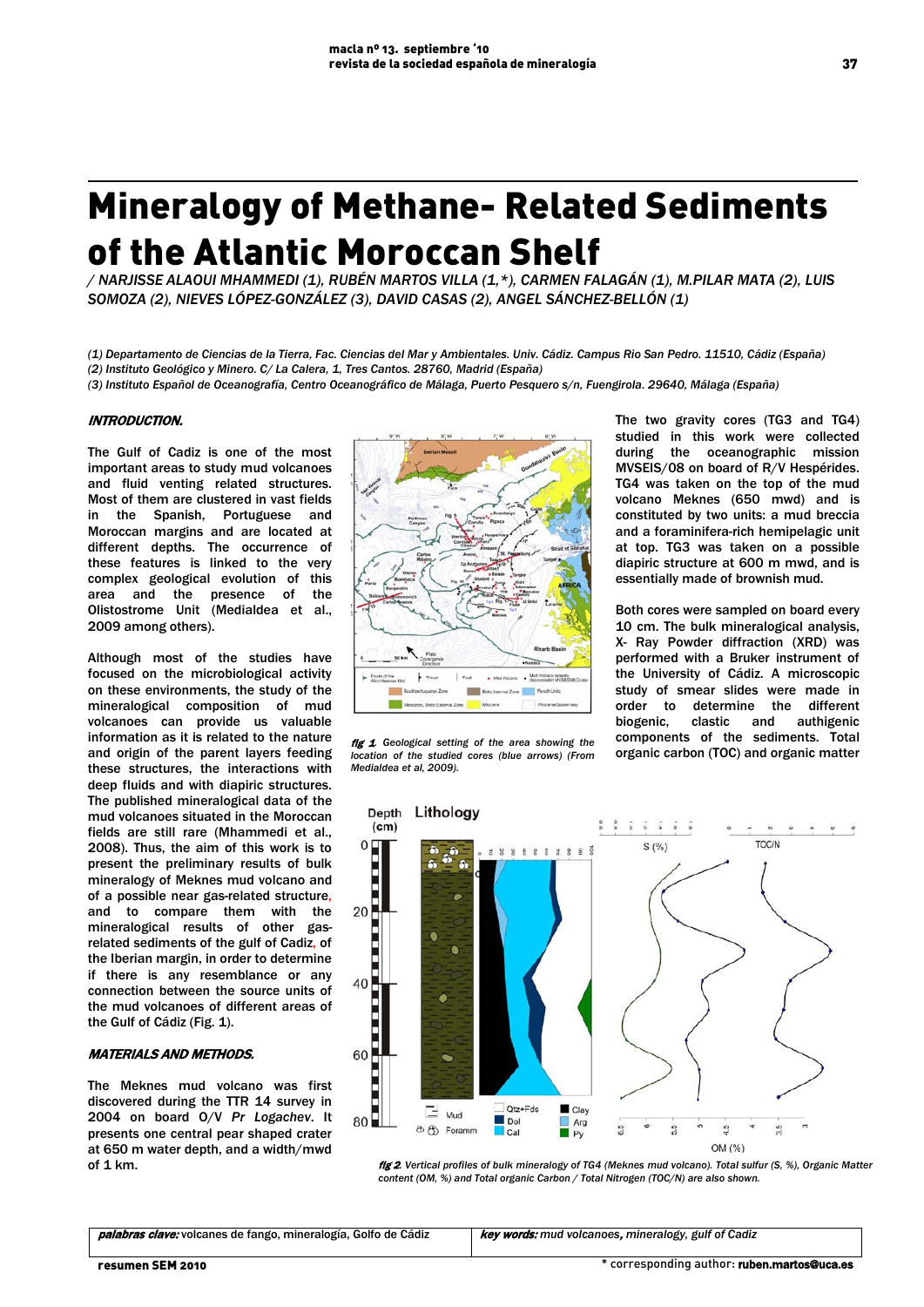# Mineralogy of Methane- Related Sediments of the Atlantic Moroccan Shelf

/ NARJISSE ALAOUI MHAMMEDI (1), RUBÉN MARTOS VILLA (1,*), CARMEN FALAGÁN (1), M.PILAR MATA (2), LUIS SOMOZA (2), NIEVES LÓPEZ-GONZÁLEZ (3), DAVID CASAS (2), ANGEL SÁNCHEZ-BELLÓN (1)

(1) Departamento de Ciencias de la Tierra, Fac. Ciencias del Mar y Ambientales. Univ. Cádiz. Campus Rio San Pedro. 11510, Cádiz (España)
(2) Instituto Geológico y Minero. C/ La Calera, 1, Tres Cantos. 28760, Madrid (España)
(3) Instituto Español de Oceanografía, Centro Oceanográfico de Málaga, Puerto Pesquero s/n, Fuengirola. 29640, Málaga (España)

## INTRODUCTION.

The Gulf of Cadiz is one of the most important areas to study mud volcanoes and fluid venting related structures. Most of them are clustered in vast fields in the Spanish, Portuguese and Moroccan margins and are located at different depths. The occurrence of these features is linked to the very complex geological evolution of this area and the presence of the Olistostrome Unit (Medialdea et al., 2009 among others).

Although most of the studies have focused on the microbiological activity on these environments, the study of the mineralogical composition of mud volcanoes can provide us valuable information as it is related to the nature and origin of the parent layers feeding these structures, the interactions with deep fluids and with diapiric structures. The published mineralogical data of the mud volcanoes situated in the Moroccan fields are still rare (Mhammedi et al., 2008). Thus, the aim of this work is to present the preliminary results of bulk mineralogy of Meknes mud volcano and of a possible near gas-related structure, and to compare them with the mineralogical results of other gas-related sediments of the gulf of Cadiz, of the Iberian margin, in order to determine if there is any resemblance or any connection between the source units of the mud volcanoes of different areas of the Gulf of Cádiz (Fig. 1).

*fig 1.* Geological setting of the area showing the location of the studied cores (blue arrows) (From Medialdea et al, 2009).

## MATERIALS AND METHODS.

The Meknes mud volcano was first discovered during the TTR 14 survey in 2004 on board O/V *Pr Logachev*. It presents one central pear shaped crater at 650 m water depth, and a width/mwd of 1 km.

The two gravity cores (TG3 and TG4) studied in this work were collected during the oceanographic mission MVSEIS/08 on board of R/V Hespérides. TG4 was taken on the top of the mud volcano Meknes (650 mwd) and is constituted by two units: a mud breccia and a foraminifera-rich hemipelagic unit at top. TG3 was taken on a possible diapiric structure at 600 m mwd, and is essentially made of brownish mud.

Both cores were sampled on board every 10 cm. The bulk mineralogical analysis, X- Ray Powder diffraction (XRD) was performed with a Bruker instrument of the University of Cádiz. A microscopic study of smear slides were made in order to determine the different biogenic, clastic and authigenic components of the sediments. Total organic carbon (TOC) and organic matter

*fig 2.* Vertical profiles of bulk mineralogy of TG4 (Meknes mud volcano). Total sulfur (S, %), Organic Matter content (OM, %) and Total organic Carbon / Total Nitrogen (TOC/N) are also shown.

***palabras clave:*** volcanes de fango, mineralogía, Golfo de Cádiz

***key words:*** mud volcanoes, mineralogy, gulf of Cadiz

**resumen SEM 2010**

\* corresponding author: **ruben.martos@uca.es**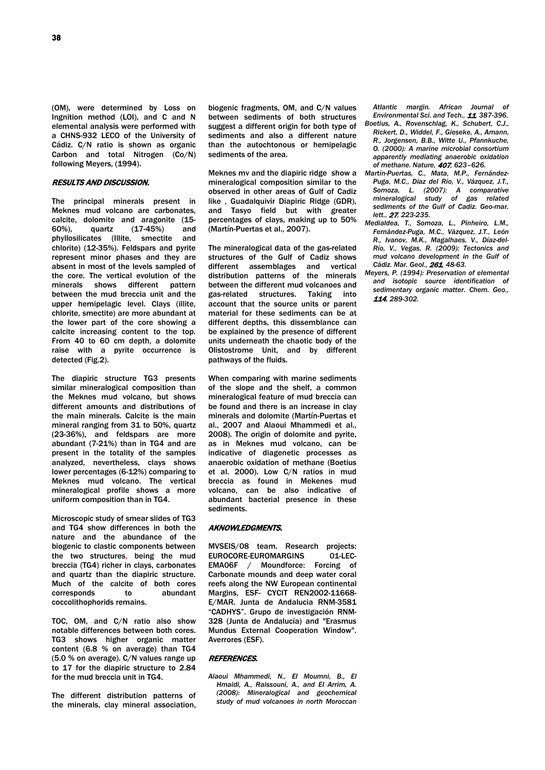(OM), were determined by Loss on Ingnition method (LOI), and C and N elemental analysis were performed with a CHNS-932 LECO of the University of Cádiz. C/N ratio is shown as organic Carbon and total Nitrogen (Co/N) following Meyers, (1994).

### RESULTS AND DISCUSSION.

The principal minerals present in Meknes mud volcano are carbonates, calcite, dolomite and aragonite (15-60%), quartz (17-45%) and phyllosilicates (Illite, smectite and chlorite) (12-35%). Feldspars and pyrite represent minor phases and they are absent in most of the levels sampled of the core. The vertical evolution of the minerals shows different pattern between the mud breccia unit and the upper hemipelagic level. Clays (illite, chlorite, smectite) are more abundant at the lower part of the core showing a calcite increasing content to the top. From 40 to 60 cm depth, a dolomite raise with a pyrite occurrence is detected (Fig.2).

The diapiric structure TG3 presents similar mineralogical composition than the Meknes mud volcano, but shows different amounts and distributions of the main minerals. Calcite is the main mineral ranging from 31 to 50%, quartz (23-36%), and feldspars are more abundant (7-21%) than in TG4 and are present in the totality of the samples analyzed, nevertheless, clays shows lower percentages (6-12%) comparing to Meknes mud volcano. The vertical mineralogical profile shows a more uniform composition than in TG4.

Microscopic study of smear slides of TG3 and TG4 show differences in both the nature and the abundance of the biogenic to clastic components between the two structures, being the mud breccia (TG4) richer in clays, carbonates and quartz than the diapiric structure. Much of the calcite of both cores corresponds to abundant coccolithophorids remains.

TOC, OM, and C/N ratio also show notable differences between both cores. TG3 shows higher organic matter content (6.8 % on average) than TG4 (5.0 % on average). C/N values range up to 17 for the diapiric structure to 2.84 for the mud breccia unit in TG4.

The different distribution patterns of the minerals, clay mineral association, biogenic fragments, OM, and C/N values between sediments of both structures suggest a different origin for both type of sediments and also a different nature than the autochtonous or hemipelagic sediments of the area.

Meknes mv and the diapiric ridge show a mineralogical composition similar to the observed in other areas of Gulf of Cadiz like , Guadalquivir Diapiric Ridge (GDR), and Tasyo field but with greater percentages of clays, making up to 50% (Martín-Puertas et al., 2007).

The mineralogical data of the gas-related structures of the Gulf of Cadiz shows different assemblages and vertical distribution patterns of the minerals between the different mud volcanoes and gas-related structures. Taking into account that the source units or parent material for these sediments can be at different depths, this dissemblance can be explained by the presence of different units underneath the chaotic body of the Olistostrome Unit, and by different pathways of the fluids.

When comparing with marine sediments of the slope and the shelf, a common mineralogical feature of mud breccia can be found and there is an increase in clay minerals and dolomite (Martín-Puertas et al., 2007 and Alaoui Mhammedi et al., 2008). The origin of dolomite and pyrite, as in Meknes mud volcano, can be indicative of diagenetic processes as anaerobic oxidation of methane (Boetius et al. 2000). Low C/N ratios in mud breccia as found in Mekenes mud volcano, can be also indicative of abundant bacterial presence in these sediments.

### AKNOWLEDGMENTS.

MVSEIS/08 team. Research projects: EUROCORE-EUROMARGINS 01-LEC-EMA06F / Moundforce: Forcing of Carbonate mounds and deep water coral reefs along the NW European continental Margins, ESF- CYCIT REN2002-11668-E/MAR. Junta de Andalucia RNM-3581 "CADHYS". Grupo de investigación RNM-328 (Junta de Andalucía) and "Erasmus Mundus External Cooperation Window". Averrores (ESF).

### REFERENCES.

*Alaoui Mhammedi, N., El Moumni, B., El Hmaidi, A., Raissouni, A., and El Arrim, A. (2008): Mineralogical and geochemical study of mud volcanoes in north Moroccan Atlantic margin. African Journal of Environmental Sci. and Tech.,* ***11****, 387-396.*

*Boetius, A., Rovenschlag, K., Schubert, C.J., Rickert, D., Widdel, F., Gieseke, A., Amann, R., Jorgensen, B.B., Witte U., Pfannkuche, O. (2000): A marine microbial consortium apparently mediating anaerobic oxidation of methane. Nature,* ***407****, 623–626.*

*Martín-Puertas, C., Mata, M.P., Fernández-Puga, M.C., Díaz del Río, V., Vázquez, J.T., Somoza, L. (2007): A comparative mineralogical study of gas related sediments of the Gulf of Cadiz. Geo-mar. lett.,* ***27****, 223-235.*

*Medialdea, T., Somoza, L., Pinheiro, L.M., Fernández-Puga, M.C., Vázquez, J.T., León R., Ivanov, M.K., Magalhaes, V., Díaz-del-Río, V., Vegas, R. (2009): Tectonics and mud volcano development in the Gulf of Cádiz. Mar. Geol.,* ***261****, 48-63.*

*Meyers, P. (1994): Preservation of elemental and isotopic source identification of sedimentary organic matter. Chem. Geo.,* ***114****, 289-302.*